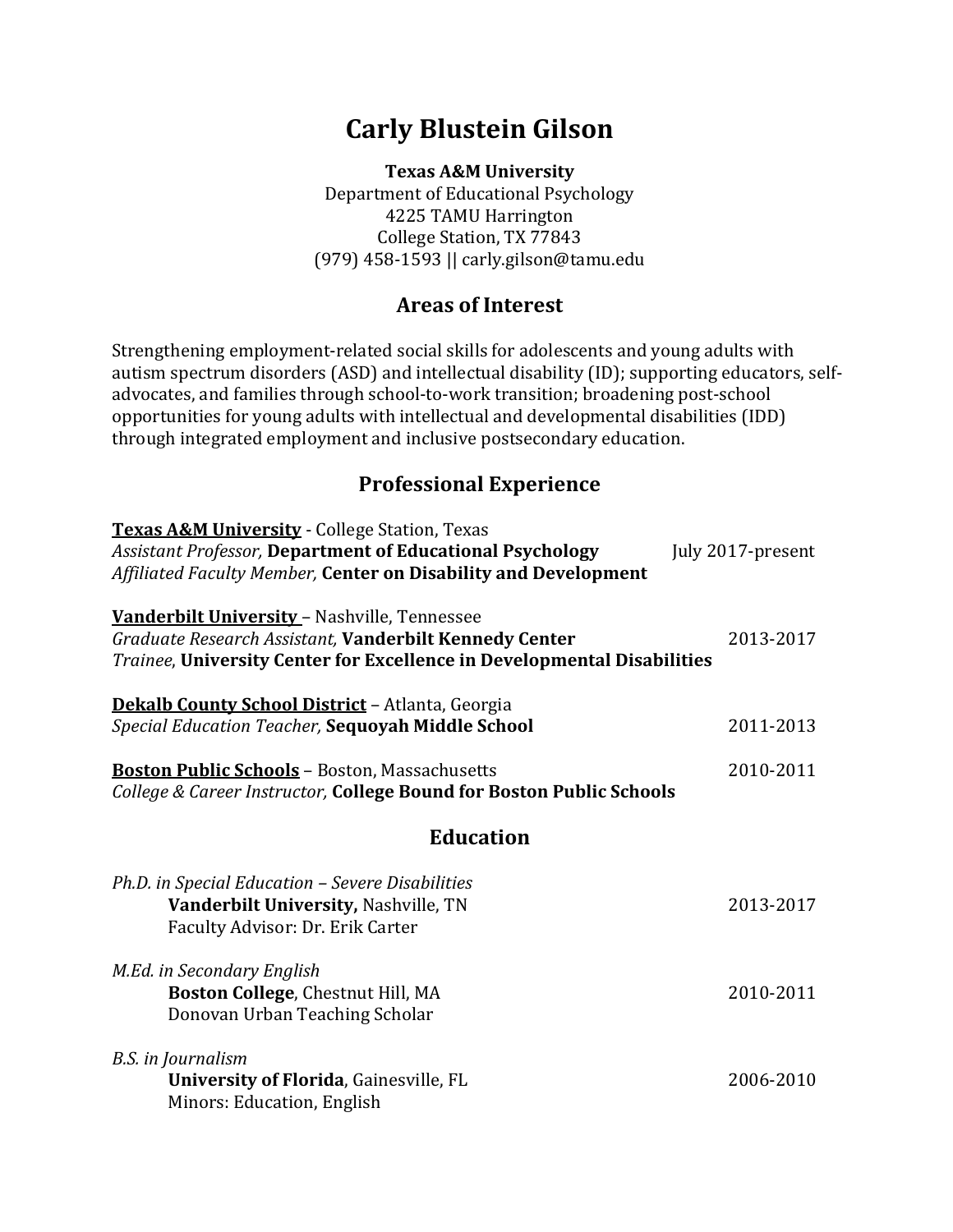# Carly Blustein Gilson

**Texas A&M University**
Department of Educational Psychology
4225 TAMU Harrington
College Station, TX 77843
(979) 458-1593 || carly.gilson@tamu.edu

## Areas of Interest

Strengthening employment-related social skills for adolescents and young adults with autism spectrum disorders (ASD) and intellectual disability (ID); supporting educators, self-advocates, and families through school-to-work transition; broadening post-school opportunities for young adults with intellectual and developmental disabilities (IDD) through integrated employment and inclusive postsecondary education.

## Professional Experience

**Texas A&M University** - College Station, Texas
*Assistant Professor,* **Department of Educational Psychology** — July 2017-present
*Affiliated Faculty Member,* **Center on Disability and Development**

**Vanderbilt University** – Nashville, Tennessee
*Graduate Research Assistant,* **Vanderbilt Kennedy Center** — 2013-2017
*Trainee*, **University Center for Excellence in Developmental Disabilities**

**Dekalb County School District** – Atlanta, Georgia
*Special Education Teacher,* **Sequoyah Middle School** — 2011-2013

**Boston Public Schools** – Boston, Massachusetts — 2010-2011
*College & Career Instructor,* **College Bound for Boston Public Schools**

## Education

*Ph.D. in Special Education – Severe Disabilities*
**Vanderbilt University,** Nashville, TN — 2013-2017
Faculty Advisor: Dr. Erik Carter

*M.Ed. in Secondary English*
**Boston College**, Chestnut Hill, MA — 2010-2011
Donovan Urban Teaching Scholar

*B.S. in Journalism*
**University of Florida**, Gainesville, FL — 2006-2010
Minors: Education, English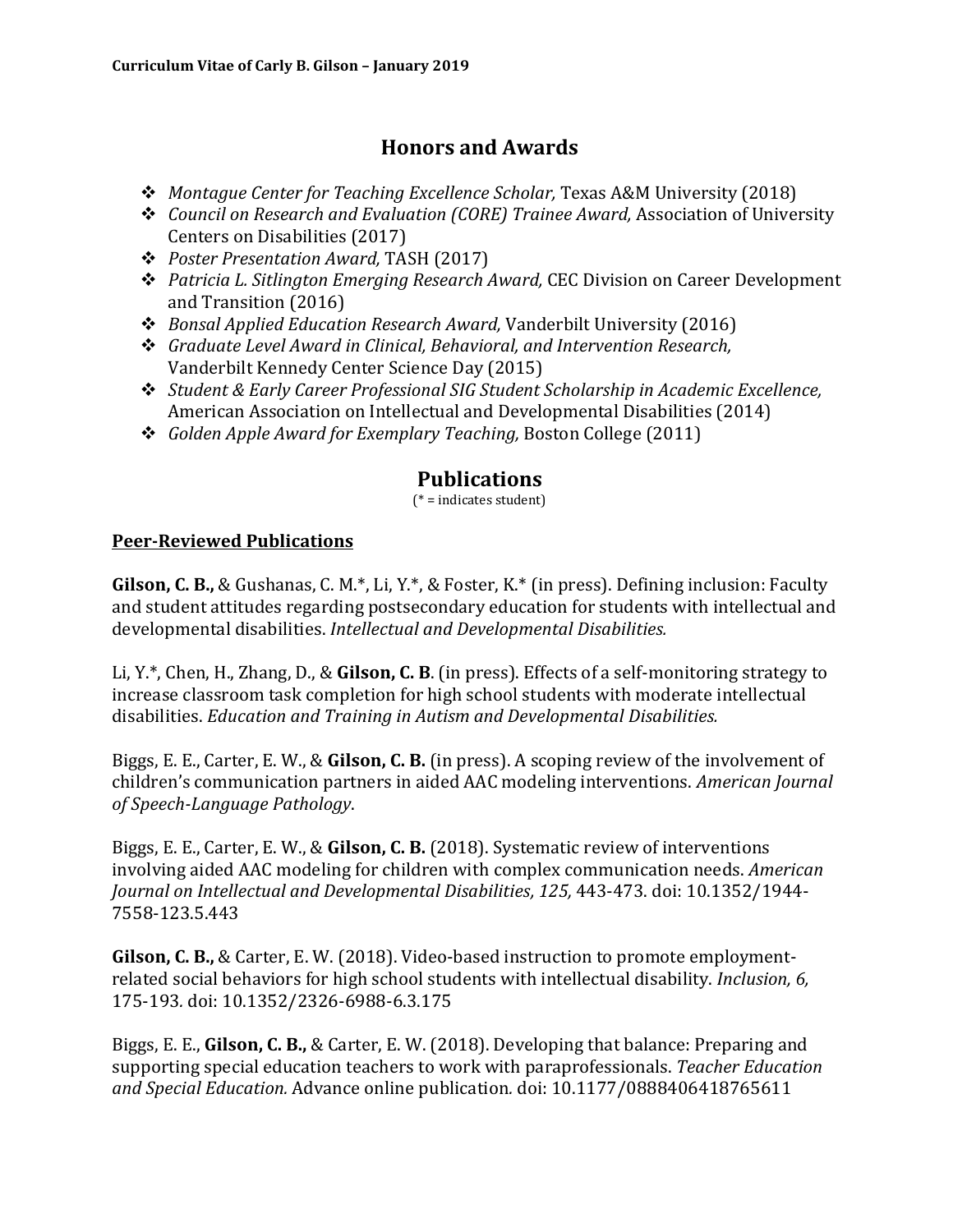## Honors and Awards

- *Montague Center for Teaching Excellence Scholar,* Texas A&M University (2018)
- *Council on Research and Evaluation (CORE) Trainee Award,* Association of University Centers on Disabilities (2017)
- *Poster Presentation Award,* TASH (2017)
- *Patricia L. Sitlington Emerging Research Award,* CEC Division on Career Development and Transition (2016)
- *Bonsal Applied Education Research Award,* Vanderbilt University (2016)
- *Graduate Level Award in Clinical, Behavioral, and Intervention Research,* Vanderbilt Kennedy Center Science Day (2015)
- *Student & Early Career Professional SIG Student Scholarship in Academic Excellence,* American Association on Intellectual and Developmental Disabilities (2014)
- *Golden Apple Award for Exemplary Teaching,* Boston College (2011)

## Publications

(* = indicates student)

### Peer-Reviewed Publications

**Gilson, C. B.,** & Gushanas, C. M.*, Li, Y.*, & Foster, K.* (in press). Defining inclusion: Faculty and student attitudes regarding postsecondary education for students with intellectual and developmental disabilities. *Intellectual and Developmental Disabilities.*

Li, Y.*, Chen, H., Zhang, D., & **Gilson, C. B**. (in press). Effects of a self-monitoring strategy to increase classroom task completion for high school students with moderate intellectual disabilities. *Education and Training in Autism and Developmental Disabilities.*

Biggs, E. E., Carter, E. W., & **Gilson, C. B.** (in press). A scoping review of the involvement of children's communication partners in aided AAC modeling interventions. *American Journal of Speech-Language Pathology*.

Biggs, E. E., Carter, E. W., & **Gilson, C. B.** (2018). Systematic review of interventions involving aided AAC modeling for children with complex communication needs. *American Journal on Intellectual and Developmental Disabilities, 125,* 443-473. doi: 10.1352/1944-7558-123.5.443

**Gilson, C. B.,** & Carter, E. W. (2018). Video-based instruction to promote employment-related social behaviors for high school students with intellectual disability. *Inclusion, 6,* 175-193. doi: 10.1352/2326-6988-6.3.175

Biggs, E. E., **Gilson, C. B.,** & Carter, E. W. (2018). Developing that balance: Preparing and supporting special education teachers to work with paraprofessionals. *Teacher Education and Special Education.* Advance online publication. doi: 10.1177/0888406418765611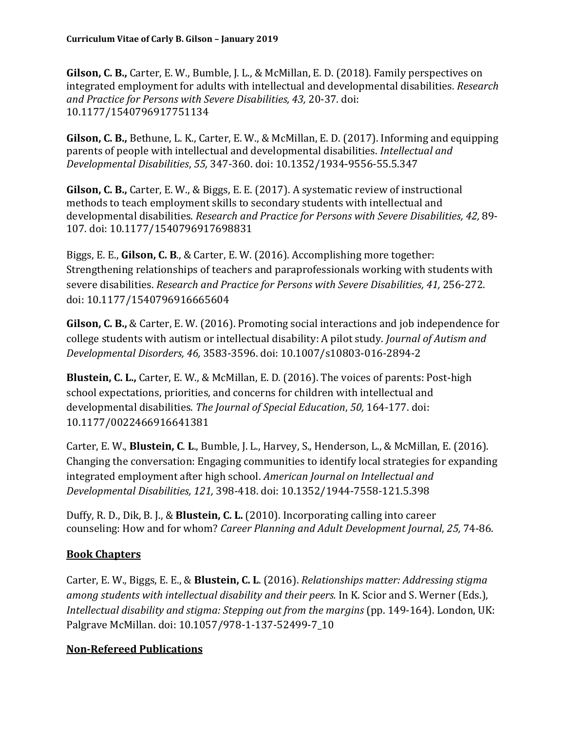**Gilson, C. B.,** Carter, E. W., Bumble, J. L., & McMillan, E. D. (2018). Family perspectives on integrated employment for adults with intellectual and developmental disabilities. *Research and Practice for Persons with Severe Disabilities, 43,* 20-37. doi: 10.1177/1540796917751134

**Gilson, C. B.,** Bethune, L. K., Carter, E. W., & McMillan, E. D. (2017). Informing and equipping parents of people with intellectual and developmental disabilities. *Intellectual and Developmental Disabilities*, *55,* 347-360. doi: 10.1352/1934-9556-55.5.347

**Gilson, C. B.,** Carter, E. W., & Biggs, E. E. (2017). A systematic review of instructional methods to teach employment skills to secondary students with intellectual and developmental disabilities. *Research and Practice for Persons with Severe Disabilities, 42,* 89-107. doi: 10.1177/1540796917698831

Biggs, E. E., **Gilson, C. B**., & Carter, E. W. (2016). Accomplishing more together: Strengthening relationships of teachers and paraprofessionals working with students with severe disabilities. *Research and Practice for Persons with Severe Disabilities, 41,* 256-272. doi: 10.1177/1540796916665604

**Gilson, C. B.,** & Carter, E. W. (2016). Promoting social interactions and job independence for college students with autism or intellectual disability: A pilot study. *Journal of Autism and Developmental Disorders, 46,* 3583-3596. doi: 10.1007/s10803-016-2894-2

**Blustein, C. L.,** Carter, E. W., & McMillan, E. D. (2016). The voices of parents: Post-high school expectations, priorities, and concerns for children with intellectual and developmental disabilities. *The Journal of Special Education*, *50,* 164-177. doi: 10.1177/0022466916641381

Carter, E. W., **Blustein, C. L**., Bumble, J. L., Harvey, S., Henderson, L., & McMillan, E. (2016). Changing the conversation: Engaging communities to identify local strategies for expanding integrated employment after high school. *American Journal on Intellectual and Developmental Disabilities, 121,* 398-418. doi: 10.1352/1944-7558-121.5.398

Duffy, R. D., Dik, B. J., & **Blustein, C. L.** (2010). Incorporating calling into career counseling: How and for whom? *Career Planning and Adult Development Journal*, *25,* 74-86.

## Book Chapters

Carter, E. W., Biggs, E. E., & **Blustein, C. L**. (2016). *Relationships matter: Addressing stigma among students with intellectual disability and their peers.* In K. Scior and S. Werner (Eds.), *Intellectual disability and stigma: Stepping out from the margins* (pp. 149-164). London, UK: Palgrave McMillan. doi: 10.1057/978-1-137-52499-7_10

## Non-Refereed Publications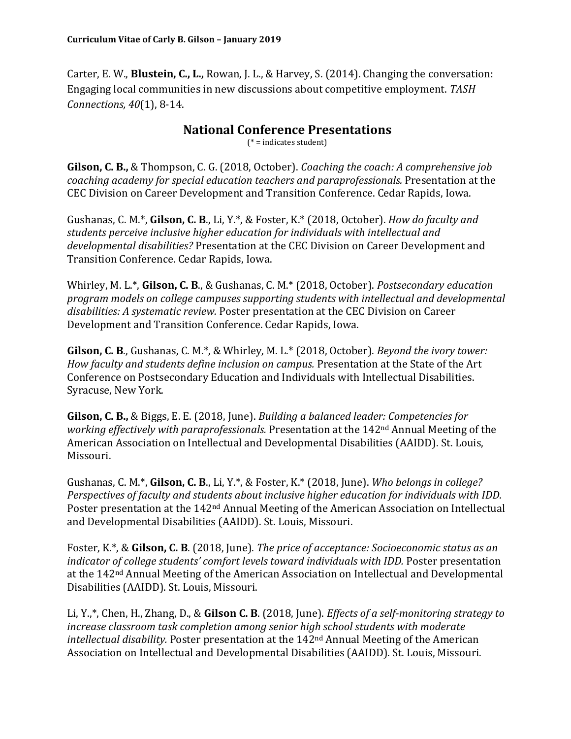Carter, E. W., **Blustein, C., L.,** Rowan, J. L., & Harvey, S. (2014). Changing the conversation: Engaging local communities in new discussions about competitive employment. *TASH Connections, 40*(1), 8-14.

## National Conference Presentations

(* = indicates student)

**Gilson, C. B.,** & Thompson, C. G. (2018, October). *Coaching the coach: A comprehensive job coaching academy for special education teachers and paraprofessionals.* Presentation at the CEC Division on Career Development and Transition Conference. Cedar Rapids, Iowa.

Gushanas, C. M.*, **Gilson, C. B**., Li, Y.*, & Foster, K.* (2018, October). *How do faculty and students perceive inclusive higher education for individuals with intellectual and developmental disabilities?* Presentation at the CEC Division on Career Development and Transition Conference. Cedar Rapids, Iowa.

Whirley, M. L.*, **Gilson, C. B**., & Gushanas, C. M.* (2018, October). *Postsecondary education program models on college campuses supporting students with intellectual and developmental disabilities: A systematic review.* Poster presentation at the CEC Division on Career Development and Transition Conference. Cedar Rapids, Iowa.

**Gilson, C. B**., Gushanas, C. M.*, & Whirley, M. L.* (2018, October). *Beyond the ivory tower: How faculty and students define inclusion on campus.* Presentation at the State of the Art Conference on Postsecondary Education and Individuals with Intellectual Disabilities. Syracuse, New York.

**Gilson, C. B.,** & Biggs, E. E. (2018, June). *Building a balanced leader: Competencies for working effectively with paraprofessionals.* Presentation at the 142nd Annual Meeting of the American Association on Intellectual and Developmental Disabilities (AAIDD). St. Louis, Missouri.

Gushanas, C. M.*, **Gilson, C. B**., Li, Y.*, & Foster, K.* (2018, June). *Who belongs in college? Perspectives of faculty and students about inclusive higher education for individuals with IDD.* Poster presentation at the 142nd Annual Meeting of the American Association on Intellectual and Developmental Disabilities (AAIDD). St. Louis, Missouri.

Foster, K.*, & **Gilson, C. B**. (2018, June). *The price of acceptance: Socioeconomic status as an indicator of college students' comfort levels toward individuals with IDD.* Poster presentation at the 142nd Annual Meeting of the American Association on Intellectual and Developmental Disabilities (AAIDD). St. Louis, Missouri.

Li, Y.,*, Chen, H., Zhang, D., & **Gilson C. B**. (2018, June). *Effects of a self-monitoring strategy to increase classroom task completion among senior high school students with moderate intellectual disability.* Poster presentation at the 142nd Annual Meeting of the American Association on Intellectual and Developmental Disabilities (AAIDD). St. Louis, Missouri.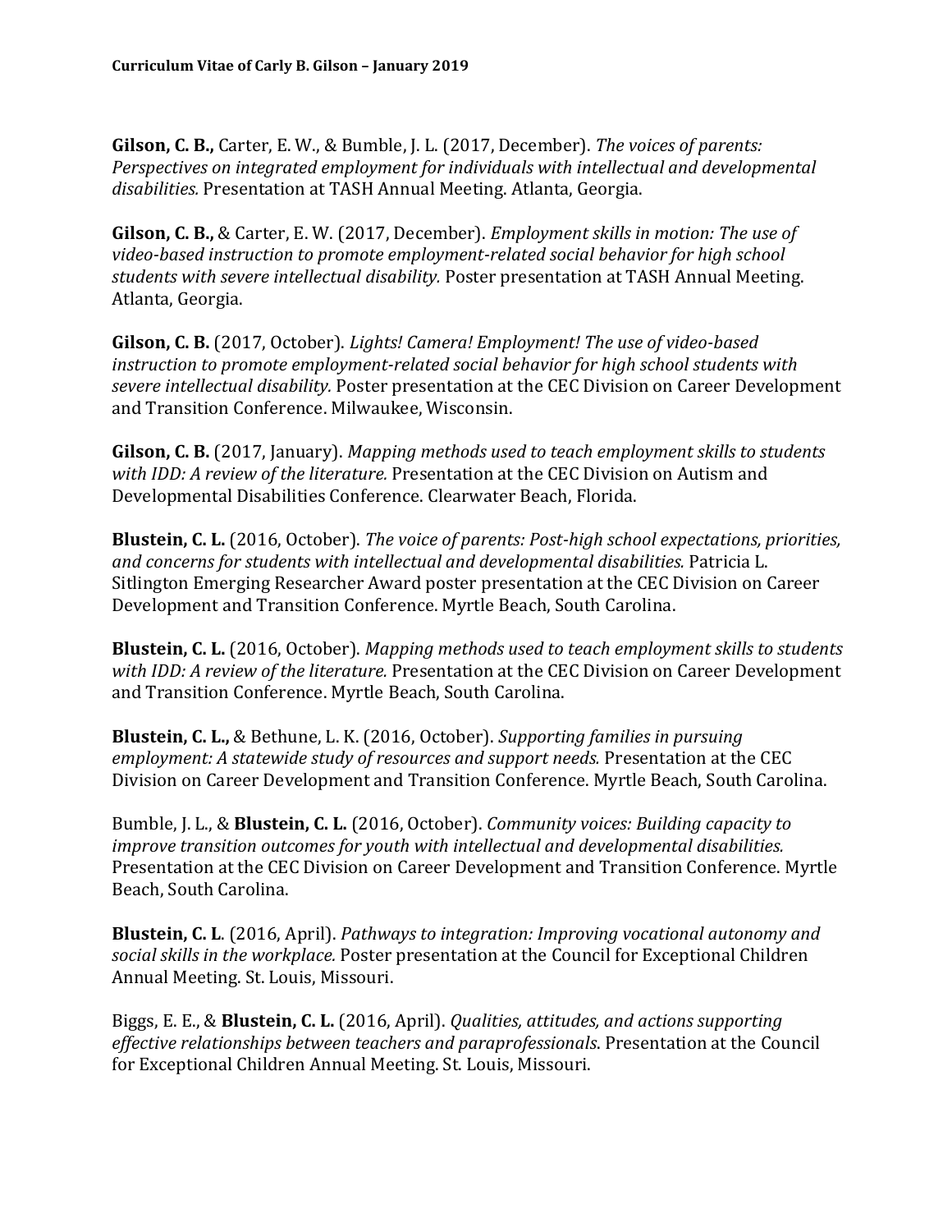**Gilson, C. B.,** Carter, E. W., & Bumble, J. L. (2017, December). *The voices of parents: Perspectives on integrated employment for individuals with intellectual and developmental disabilities.* Presentation at TASH Annual Meeting. Atlanta, Georgia.

**Gilson, C. B.,** & Carter, E. W. (2017, December). *Employment skills in motion: The use of video-based instruction to promote employment-related social behavior for high school students with severe intellectual disability.* Poster presentation at TASH Annual Meeting. Atlanta, Georgia.

**Gilson, C. B.** (2017, October). *Lights! Camera! Employment! The use of video-based instruction to promote employment-related social behavior for high school students with severe intellectual disability.* Poster presentation at the CEC Division on Career Development and Transition Conference. Milwaukee, Wisconsin.

**Gilson, C. B.** (2017, January). *Mapping methods used to teach employment skills to students with IDD: A review of the literature.* Presentation at the CEC Division on Autism and Developmental Disabilities Conference. Clearwater Beach, Florida.

**Blustein, C. L.** (2016, October). *The voice of parents: Post-high school expectations, priorities, and concerns for students with intellectual and developmental disabilities.* Patricia L. Sitlington Emerging Researcher Award poster presentation at the CEC Division on Career Development and Transition Conference. Myrtle Beach, South Carolina.

**Blustein, C. L.** (2016, October). *Mapping methods used to teach employment skills to students with IDD: A review of the literature.* Presentation at the CEC Division on Career Development and Transition Conference. Myrtle Beach, South Carolina.

**Blustein, C. L.,** & Bethune, L. K. (2016, October). *Supporting families in pursuing employment: A statewide study of resources and support needs.* Presentation at the CEC Division on Career Development and Transition Conference. Myrtle Beach, South Carolina.

Bumble, J. L., & **Blustein, C. L.** (2016, October). *Community voices: Building capacity to improve transition outcomes for youth with intellectual and developmental disabilities.* Presentation at the CEC Division on Career Development and Transition Conference. Myrtle Beach, South Carolina.

**Blustein, C. L**. (2016, April). *Pathways to integration: Improving vocational autonomy and social skills in the workplace.* Poster presentation at the Council for Exceptional Children Annual Meeting. St. Louis, Missouri.

Biggs, E. E., & **Blustein, C. L.** (2016, April). *Qualities, attitudes, and actions supporting effective relationships between teachers and paraprofessionals*. Presentation at the Council for Exceptional Children Annual Meeting. St. Louis, Missouri.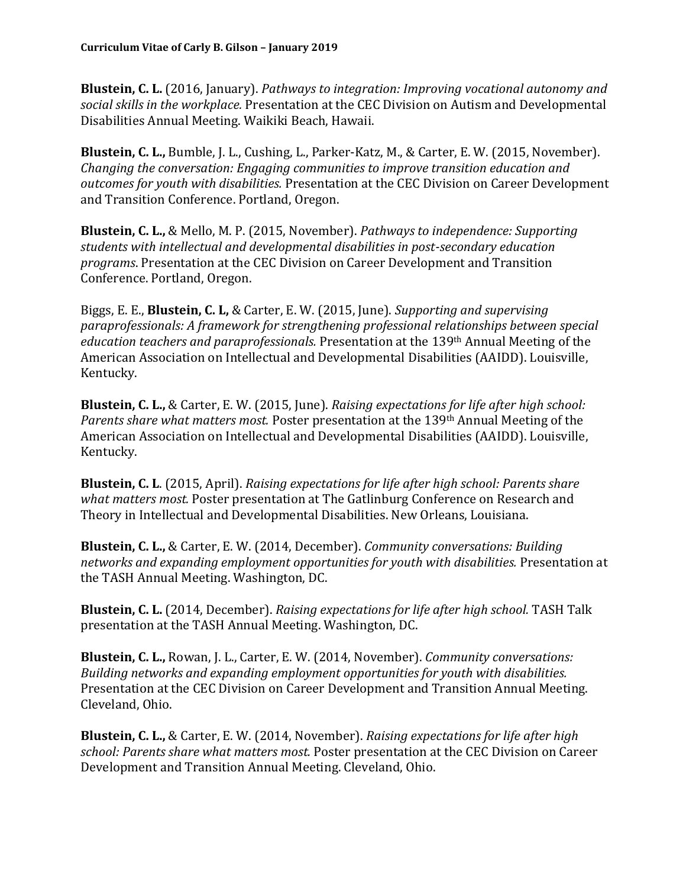**Blustein, C. L.** (2016, January). *Pathways to integration: Improving vocational autonomy and social skills in the workplace.* Presentation at the CEC Division on Autism and Developmental Disabilities Annual Meeting. Waikiki Beach, Hawaii.

**Blustein, C. L.,** Bumble, J. L., Cushing, L., Parker-Katz, M., & Carter, E. W. (2015, November). *Changing the conversation: Engaging communities to improve transition education and outcomes for youth with disabilities.* Presentation at the CEC Division on Career Development and Transition Conference. Portland, Oregon.

**Blustein, C. L.,** & Mello, M. P. (2015, November). *Pathways to independence: Supporting students with intellectual and developmental disabilities in post-secondary education programs*. Presentation at the CEC Division on Career Development and Transition Conference. Portland, Oregon.

Biggs, E. E., **Blustein, C. L,** & Carter, E. W. (2015, June). *Supporting and supervising paraprofessionals: A framework for strengthening professional relationships between special education teachers and paraprofessionals.* Presentation at the 139th Annual Meeting of the American Association on Intellectual and Developmental Disabilities (AAIDD). Louisville, Kentucky.

**Blustein, C. L.,** & Carter, E. W. (2015, June). *Raising expectations for life after high school: Parents share what matters most.* Poster presentation at the 139th Annual Meeting of the American Association on Intellectual and Developmental Disabilities (AAIDD). Louisville, Kentucky.

**Blustein, C. L**. (2015, April). *Raising expectations for life after high school: Parents share what matters most.* Poster presentation at The Gatlinburg Conference on Research and Theory in Intellectual and Developmental Disabilities. New Orleans, Louisiana.

**Blustein, C. L.,** & Carter, E. W. (2014, December). *Community conversations: Building networks and expanding employment opportunities for youth with disabilities.* Presentation at the TASH Annual Meeting. Washington, DC.

**Blustein, C. L.** (2014, December). *Raising expectations for life after high school.* TASH Talk presentation at the TASH Annual Meeting. Washington, DC.

**Blustein, C. L.,** Rowan, J. L., Carter, E. W. (2014, November). *Community conversations: Building networks and expanding employment opportunities for youth with disabilities.* Presentation at the CEC Division on Career Development and Transition Annual Meeting. Cleveland, Ohio.

**Blustein, C. L.,** & Carter, E. W. (2014, November). *Raising expectations for life after high school: Parents share what matters most.* Poster presentation at the CEC Division on Career Development and Transition Annual Meeting. Cleveland, Ohio.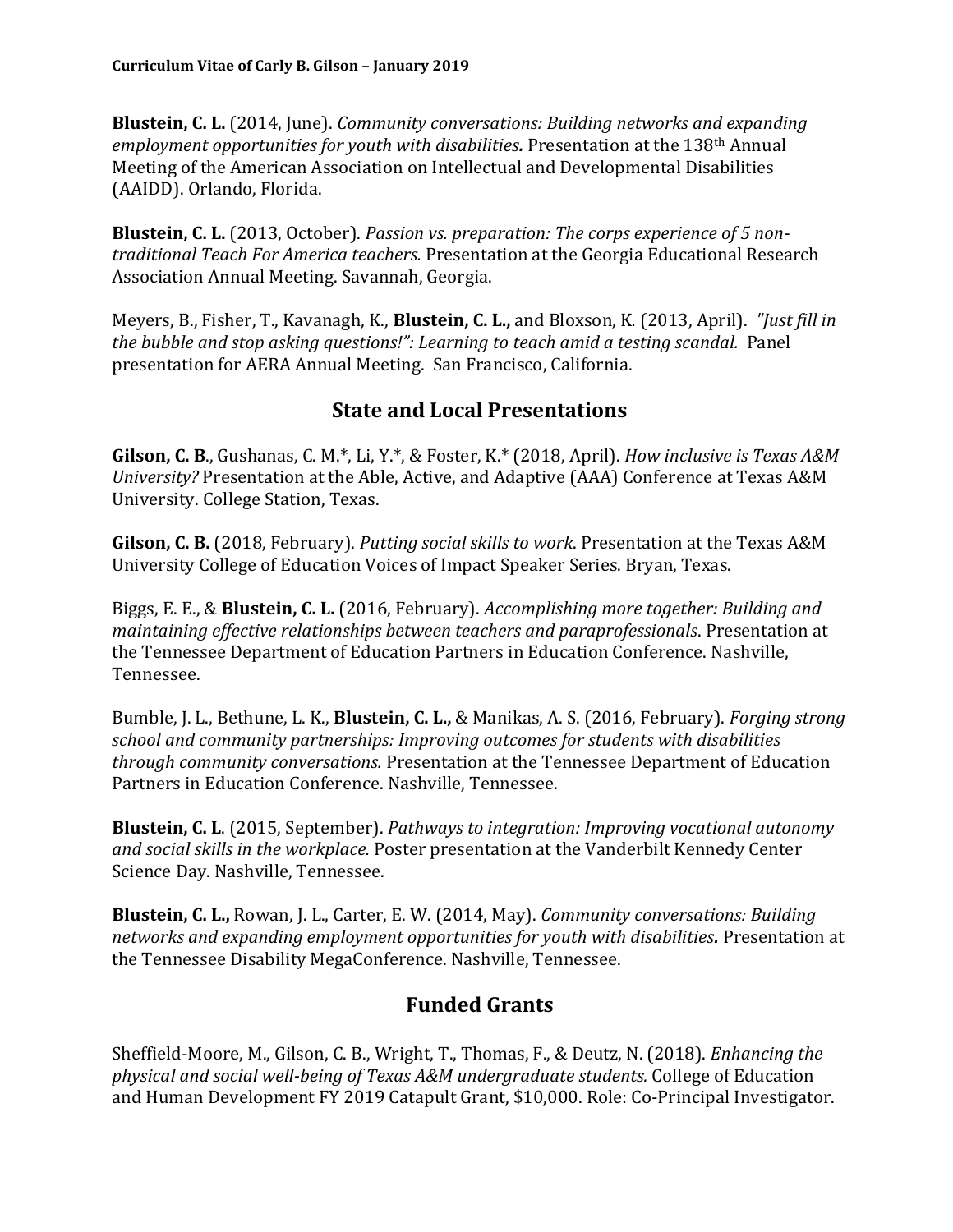**Blustein, C. L.** (2014, June). *Community conversations: Building networks and expanding employment opportunities for youth with disabilities.* Presentation at the 138th Annual Meeting of the American Association on Intellectual and Developmental Disabilities (AAIDD). Orlando, Florida.

**Blustein, C. L.** (2013, October). *Passion vs. preparation: The corps experience of 5 non-traditional Teach For America teachers.* Presentation at the Georgia Educational Research Association Annual Meeting. Savannah, Georgia.

Meyers, B., Fisher, T., Kavanagh, K., **Blustein, C. L.,** and Bloxson, K. (2013, April). *"Just fill in the bubble and stop asking questions!": Learning to teach amid a testing scandal.* Panel presentation for AERA Annual Meeting. San Francisco, California.

## State and Local Presentations

**Gilson, C. B**., Gushanas, C. M.*, Li, Y.*, & Foster, K.* (2018, April). *How inclusive is Texas A&M University?* Presentation at the Able, Active, and Adaptive (AAA) Conference at Texas A&M University. College Station, Texas.

**Gilson, C. B.** (2018, February). *Putting social skills to work*. Presentation at the Texas A&M University College of Education Voices of Impact Speaker Series. Bryan, Texas.

Biggs, E. E., & **Blustein, C. L.** (2016, February). *Accomplishing more together: Building and maintaining effective relationships between teachers and paraprofessionals*. Presentation at the Tennessee Department of Education Partners in Education Conference. Nashville, Tennessee.

Bumble, J. L., Bethune, L. K., **Blustein, C. L.,** & Manikas, A. S. (2016, February). *Forging strong school and community partnerships: Improving outcomes for students with disabilities through community conversations.* Presentation at the Tennessee Department of Education Partners in Education Conference. Nashville, Tennessee.

**Blustein, C. L**. (2015, September). *Pathways to integration: Improving vocational autonomy and social skills in the workplace.* Poster presentation at the Vanderbilt Kennedy Center Science Day. Nashville, Tennessee.

**Blustein, C. L.,** Rowan, J. L., Carter, E. W. (2014, May). *Community conversations: Building networks and expanding employment opportunities for youth with disabilities.* Presentation at the Tennessee Disability MegaConference. Nashville, Tennessee.

## Funded Grants

Sheffield-Moore, M., Gilson, C. B., Wright, T., Thomas, F., & Deutz, N. (2018). *Enhancing the physical and social well-being of Texas A&M undergraduate students.* College of Education and Human Development FY 2019 Catapult Grant, $10,000. Role: Co-Principal Investigator.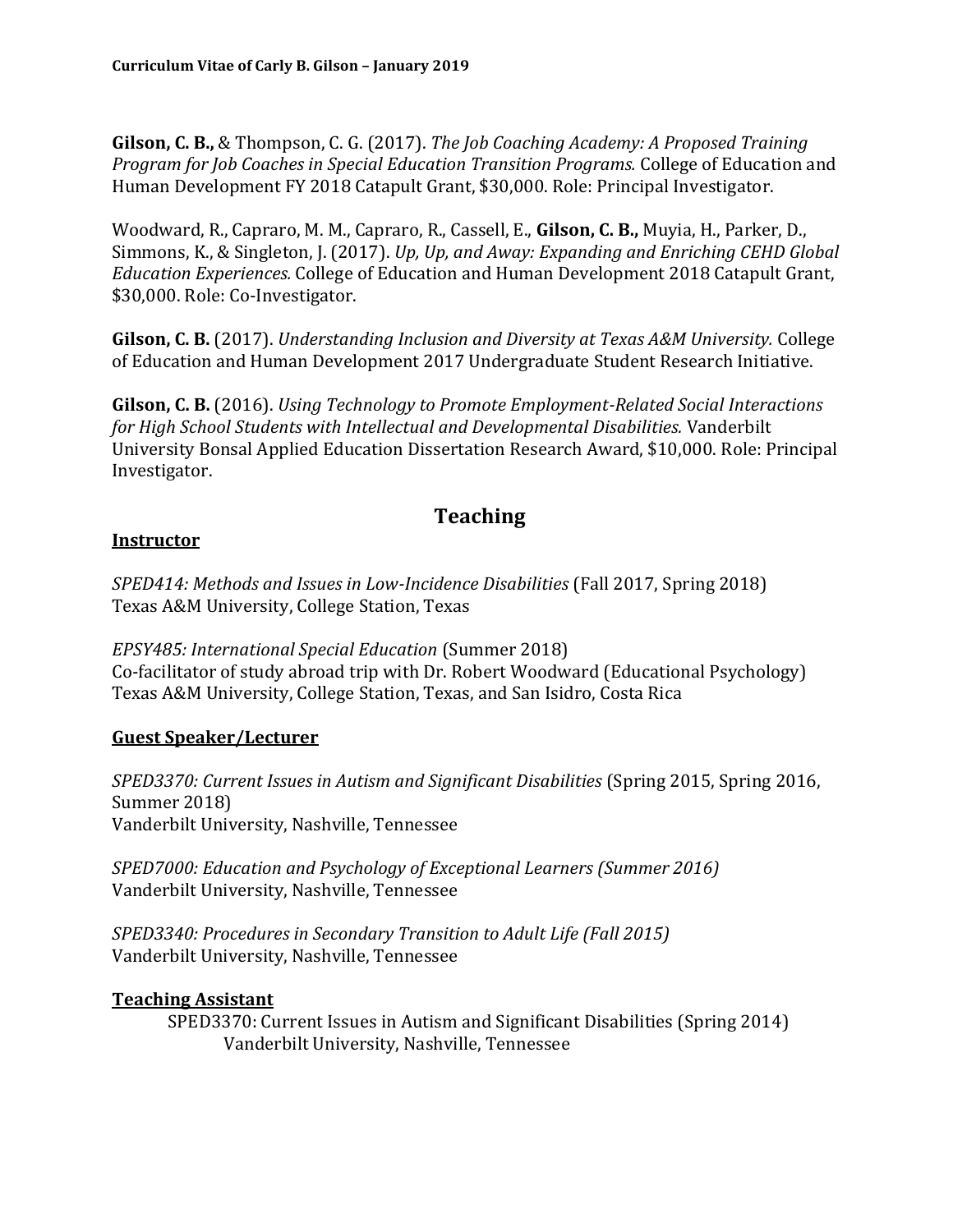**Gilson, C. B.,** & Thompson, C. G. (2017). *The Job Coaching Academy: A Proposed Training Program for Job Coaches in Special Education Transition Programs.* College of Education and Human Development FY 2018 Catapult Grant, $30,000. Role: Principal Investigator.

Woodward, R., Capraro, M. M., Capraro, R., Cassell, E., **Gilson, C. B.,** Muyia, H., Parker, D., Simmons, K., & Singleton, J. (2017). *Up, Up, and Away: Expanding and Enriching CEHD Global Education Experiences.* College of Education and Human Development 2018 Catapult Grant, $30,000. Role: Co-Investigator.

**Gilson, C. B.** (2017). *Understanding Inclusion and Diversity at Texas A&M University.* College of Education and Human Development 2017 Undergraduate Student Research Initiative.

**Gilson, C. B.** (2016). *Using Technology to Promote Employment-Related Social Interactions for High School Students with Intellectual and Developmental Disabilities.* Vanderbilt University Bonsal Applied Education Dissertation Research Award, $10,000. Role: Principal Investigator.

## Teaching

### Instructor

*SPED414: Methods and Issues in Low-Incidence Disabilities* (Fall 2017, Spring 2018)
Texas A&M University, College Station, Texas

*EPSY485: International Special Education* (Summer 2018)
Co-facilitator of study abroad trip with Dr. Robert Woodward (Educational Psychology)
Texas A&M University, College Station, Texas, and San Isidro, Costa Rica

### Guest Speaker/Lecturer

*SPED3370: Current Issues in Autism and Significant Disabilities* (Spring 2015, Spring 2016, Summer 2018)
Vanderbilt University, Nashville, Tennessee

*SPED7000: Education and Psychology of Exceptional Learners (Summer 2016)*
Vanderbilt University, Nashville, Tennessee

*SPED3340: Procedures in Secondary Transition to Adult Life (Fall 2015)*
Vanderbilt University, Nashville, Tennessee

### Teaching Assistant

SPED3370: Current Issues in Autism and Significant Disabilities (Spring 2014)
Vanderbilt University, Nashville, Tennessee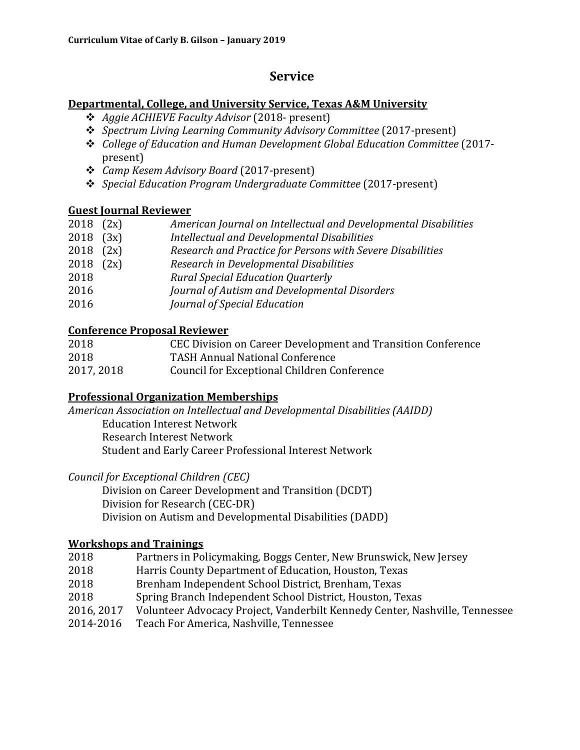## Service

**Departmental, College, and University Service, Texas A&M University**

- *Aggie ACHIEVE Faculty Advisor* (2018- present)
- *Spectrum Living Learning Community Advisory Committee* (2017-present)
- *College of Education and Human Development Global Education Committee* (2017-present)
- *Camp Kesem Advisory Board* (2017-present)
- *Special Education Program Undergraduate Committee* (2017-present)

**Guest Journal Reviewer**

| | |
|---|---|
| 2018 (2x) | *American Journal on Intellectual and Developmental Disabilities* |
| 2018 (3x) | *Intellectual and Developmental Disabilities* |
| 2018 (2x) | *Research and Practice for Persons with Severe Disabilities* |
| 2018 (2x) | *Research in Developmental Disabilities* |
| 2018 | *Rural Special Education Quarterly* |
| 2016 | *Journal of Autism and Developmental Disorders* |
| 2016 | *Journal of Special Education* |

**Conference Proposal Reviewer**

| | |
|---|---|
| 2018 | CEC Division on Career Development and Transition Conference |
| 2018 | TASH Annual National Conference |
| 2017, 2018 | Council for Exceptional Children Conference |

**Professional Organization Memberships**

*American Association on Intellectual and Developmental Disabilities (AAIDD)*
- Education Interest Network
- Research Interest Network
- Student and Early Career Professional Interest Network

*Council for Exceptional Children (CEC)*
- Division on Career Development and Transition (DCDT)
- Division for Research (CEC-DR)
- Division on Autism and Developmental Disabilities (DADD)

**Workshops and Trainings**

| | |
|---|---|
| 2018 | Partners in Policymaking, Boggs Center, New Brunswick, New Jersey |
| 2018 | Harris County Department of Education, Houston, Texas |
| 2018 | Brenham Independent School District, Brenham, Texas |
| 2018 | Spring Branch Independent School District, Houston, Texas |
| 2016, 2017 | Volunteer Advocacy Project, Vanderbilt Kennedy Center, Nashville, Tennessee |
| 2014-2016 | Teach For America, Nashville, Tennessee |